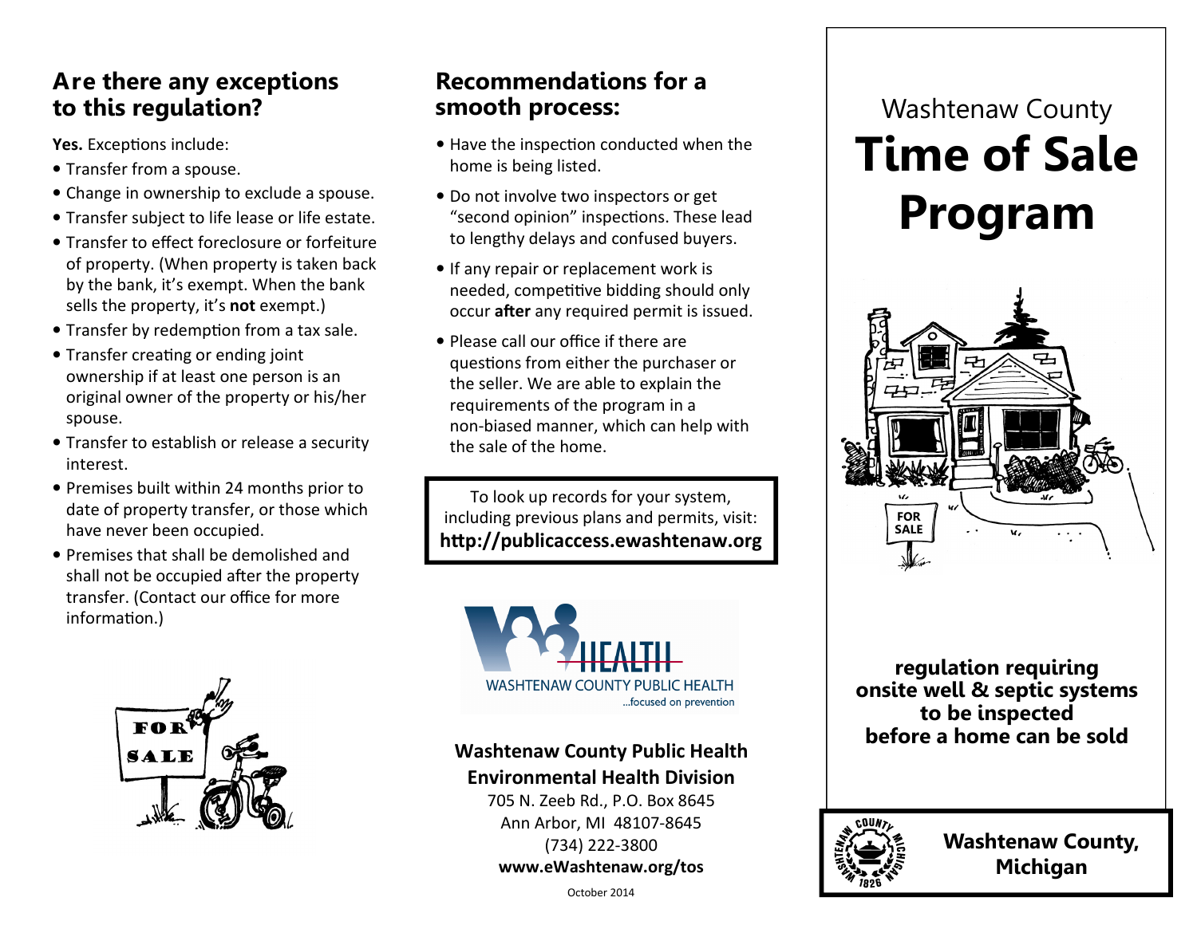## Are there any exceptions to this regulation?

**Yes.** Exceptions include:

- Transfer from a spouse.
- Change in ownership to exclude a spouse.
- Transfer subject to life lease or life estate.
- Transfer to effect foreclosure or forfeiture of property. (When property is taken back by the bank, it's exempt. When the bank sells the property, it's **not** exempt.)
- Transfer by redemption from a tax sale.
- Transfer creating or ending joint ownership if at least one person is an original owner of the property or his/her spouse.
- Transfer to establish or release a security interest.
- Premises built within 24 months prior to date of property transfer, or those which have never been occupied.
- Premises that shall be demolished and shall not be occupied after the property transfer. (Contact our office for more information.)

## Recommendations for a smooth process:

- Have the inspection conducted when the home is being listed.
- Do not involve two inspectors or get "second opinion" inspections. These lead to lengthy delays and confused buyers.
- If any repair or replacement work is needed, competitive bidding should only occur **after** any required permit is issued.
- Please call our office if there are questions from either the purchaser or the seller. We are able to explain the requirements of the program in a non-biased manner, which can help with the sale of the home.

To look up records for your system, including previous plans and permits, visit:
**http://publicaccess.ewashtenaw.org**

HEALTH
WASHTENAW COUNTY PUBLIC HEALTH
...focused on prevention

**Washtenaw County Public Health**
**Environmental Health Division**
705 N. Zeeb Rd., P.O. Box 8645
Ann Arbor, MI 48107-8645
(734) 222-3800
**www.eWashtenaw.org/tos**

October 2014

Washtenaw County

# Time of Sale Program

FOR SALE

**regulation requiring onsite well & septic systems to be inspected before a home can be sold**

**Washtenaw County, Michigan**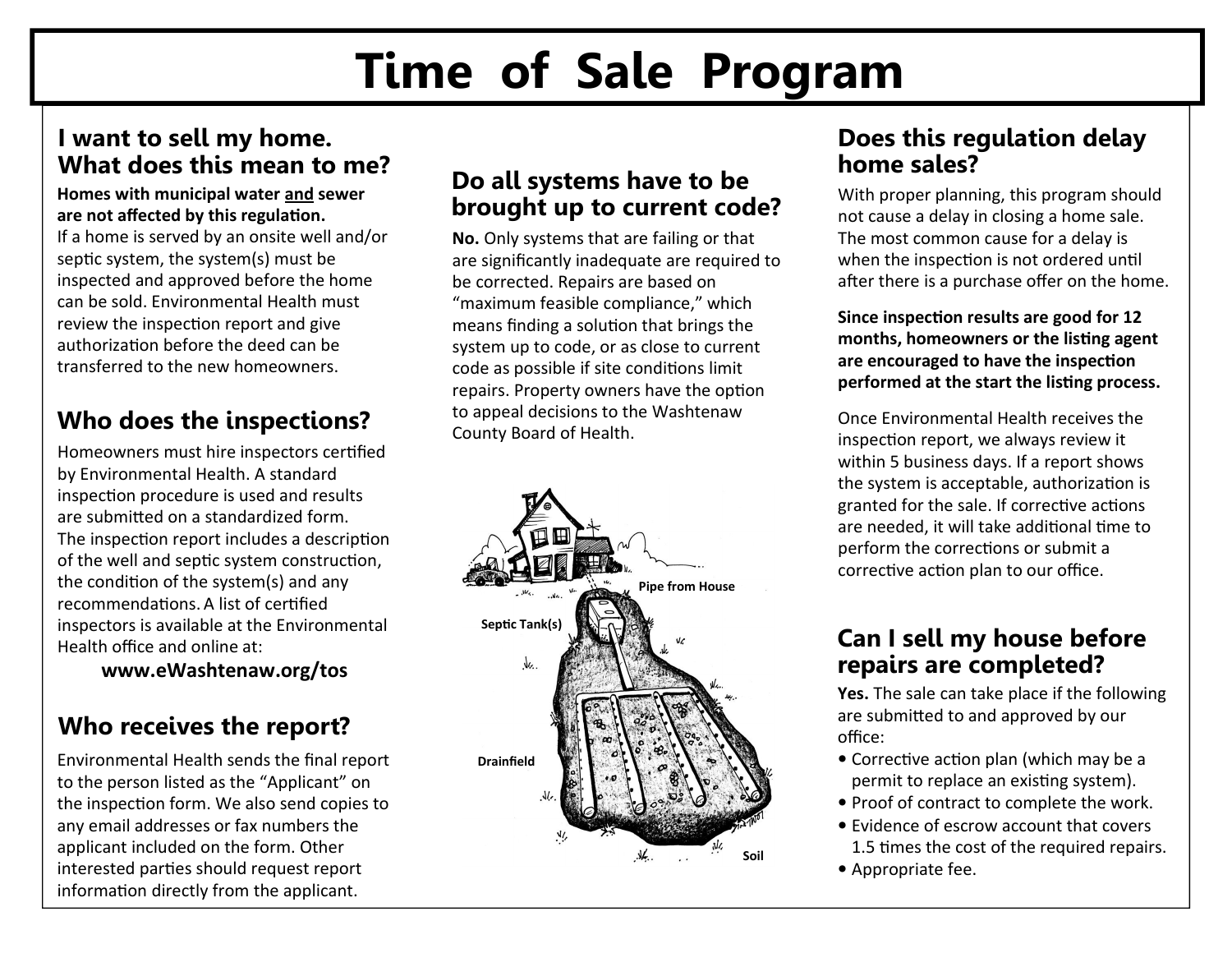# Time of Sale Program

## I want to sell my home. What does this mean to me?

**Homes with municipal water and sewer are not affected by this regulation.**
If a home is served by an onsite well and/or septic system, the system(s) must be inspected and approved before the home can be sold. Environmental Health must review the inspection report and give authorization before the deed can be transferred to the new homeowners.

## Who does the inspections?

Homeowners must hire inspectors certified by Environmental Health. A standard inspection procedure is used and results are submitted on a standardized form. The inspection report includes a description of the well and septic system construction, the condition of the system(s) and any recommendations. A list of certified inspectors is available at the Environmental Health office and online at:

**www.eWashtenaw.org/tos**

## Who receives the report?

Environmental Health sends the final report to the person listed as the "Applicant" on the inspection form. We also send copies to any email addresses or fax numbers the applicant included on the form. Other interested parties should request report information directly from the applicant.

## Do all systems have to be brought up to current code?

**No.** Only systems that are failing or that are significantly inadequate are required to be corrected. Repairs are based on "maximum feasible compliance," which means finding a solution that brings the system up to code, or as close to current code as possible if site conditions limit repairs. Property owners have the option to appeal decisions to the Washtenaw County Board of Health.

Pipe from House

Septic Tank(s)

Drainfield

Soil

## Does this regulation delay home sales?

With proper planning, this program should not cause a delay in closing a home sale. The most common cause for a delay is when the inspection is not ordered until after there is a purchase offer on the home.

**Since inspection results are good for 12 months, homeowners or the listing agent are encouraged to have the inspection performed at the start the listing process.**

Once Environmental Health receives the inspection report, we always review it within 5 business days. If a report shows the system is acceptable, authorization is granted for the sale. If corrective actions are needed, it will take additional time to perform the corrections or submit a corrective action plan to our office.

## Can I sell my house before repairs are completed?

**Yes.** The sale can take place if the following are submitted to and approved by our office:

- Corrective action plan (which may be a permit to replace an existing system).
- Proof of contract to complete the work.
- Evidence of escrow account that covers 1.5 times the cost of the required repairs.
- Appropriate fee.